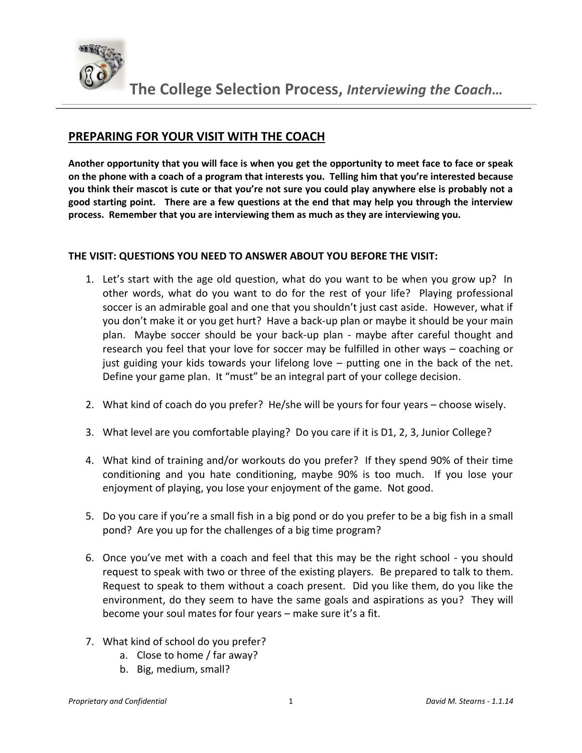# The College Selection Process, *Interviewing the Coach…*

## PREPARING FOR YOUR VISIT WITH THE COACH

**Another opportunity that you will face is when you get the opportunity to meet face to face or speak on the phone with a coach of a program that interests you. Telling him that you're interested because you think their mascot is cute or that you're not sure you could play anywhere else is probably not a good starting point. There are a few questions at the end that may help you through the interview process. Remember that you are interviewing them as much as they are interviewing you.**

### THE VISIT: QUESTIONS YOU NEED TO ANSWER ABOUT YOU BEFORE THE VISIT:

1. Let's start with the age old question, what do you want to be when you grow up? In other words, what do you want to do for the rest of your life? Playing professional soccer is an admirable goal and one that you shouldn't just cast aside. However, what if you don't make it or you get hurt? Have a back-up plan or maybe it should be your main plan. Maybe soccer should be your back-up plan - maybe after careful thought and research you feel that your love for soccer may be fulfilled in other ways – coaching or just guiding your kids towards your lifelong love – putting one in the back of the net. Define your game plan. It "must" be an integral part of your college decision.

2. What kind of coach do you prefer? He/she will be yours for four years – choose wisely.

3. What level are you comfortable playing? Do you care if it is D1, 2, 3, Junior College?

4. What kind of training and/or workouts do you prefer? If they spend 90% of their time conditioning and you hate conditioning, maybe 90% is too much. If you lose your enjoyment of playing, you lose your enjoyment of the game. Not good.

5. Do you care if you're a small fish in a big pond or do you prefer to be a big fish in a small pond? Are you up for the challenges of a big time program?

6. Once you've met with a coach and feel that this may be the right school - you should request to speak with two or three of the existing players. Be prepared to talk to them. Request to speak to them without a coach present. Did you like them, do you like the environment, do they seem to have the same goals and aspirations as you? They will become your soul mates for four years – make sure it's a fit.

7. What kind of school do you prefer?
   a. Close to home / far away?
   b. Big, medium, small?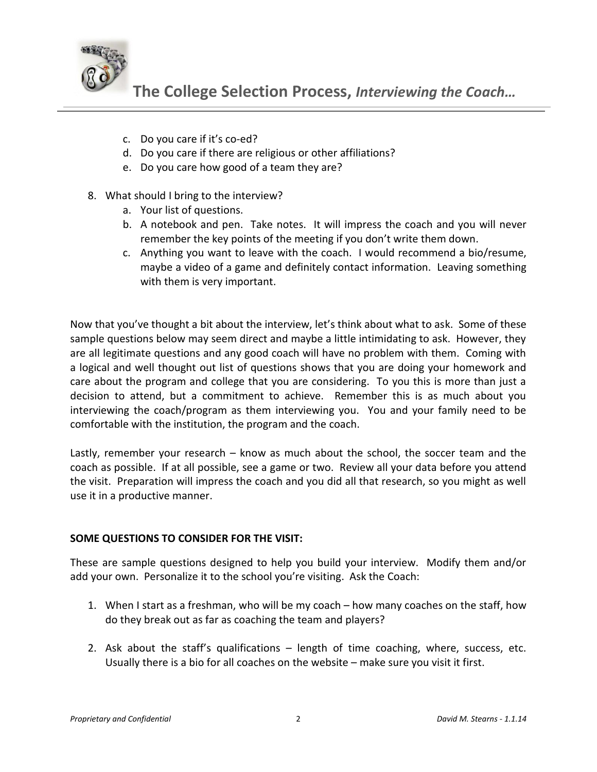c. Do you care if it's co-ed?
   d. Do you care if there are religious or other affiliations?
   e. Do you care how good of a team they are?

8. What should I bring to the interview?
   a. Your list of questions.
   b. A notebook and pen. Take notes. It will impress the coach and you will never remember the key points of the meeting if you don't write them down.
   c. Anything you want to leave with the coach. I would recommend a bio/resume, maybe a video of a game and definitely contact information. Leaving something with them is very important.

Now that you've thought a bit about the interview, let's think about what to ask. Some of these sample questions below may seem direct and maybe a little intimidating to ask. However, they are all legitimate questions and any good coach will have no problem with them. Coming with a logical and well thought out list of questions shows that you are doing your homework and care about the program and college that you are considering. To you this is more than just a decision to attend, but a commitment to achieve. Remember this is as much about you interviewing the coach/program as them interviewing you. You and your family need to be comfortable with the institution, the program and the coach.

Lastly, remember your research – know as much about the school, the soccer team and the coach as possible. If at all possible, see a game or two. Review all your data before you attend the visit. Preparation will impress the coach and you did all that research, so you might as well use it in a productive manner.

**SOME QUESTIONS TO CONSIDER FOR THE VISIT:**

These are sample questions designed to help you build your interview. Modify them and/or add your own. Personalize it to the school you're visiting. Ask the Coach:

1. When I start as a freshman, who will be my coach – how many coaches on the staff, how do they break out as far as coaching the team and players?

2. Ask about the staff's qualifications – length of time coaching, where, success, etc. Usually there is a bio for all coaches on the website – make sure you visit it first.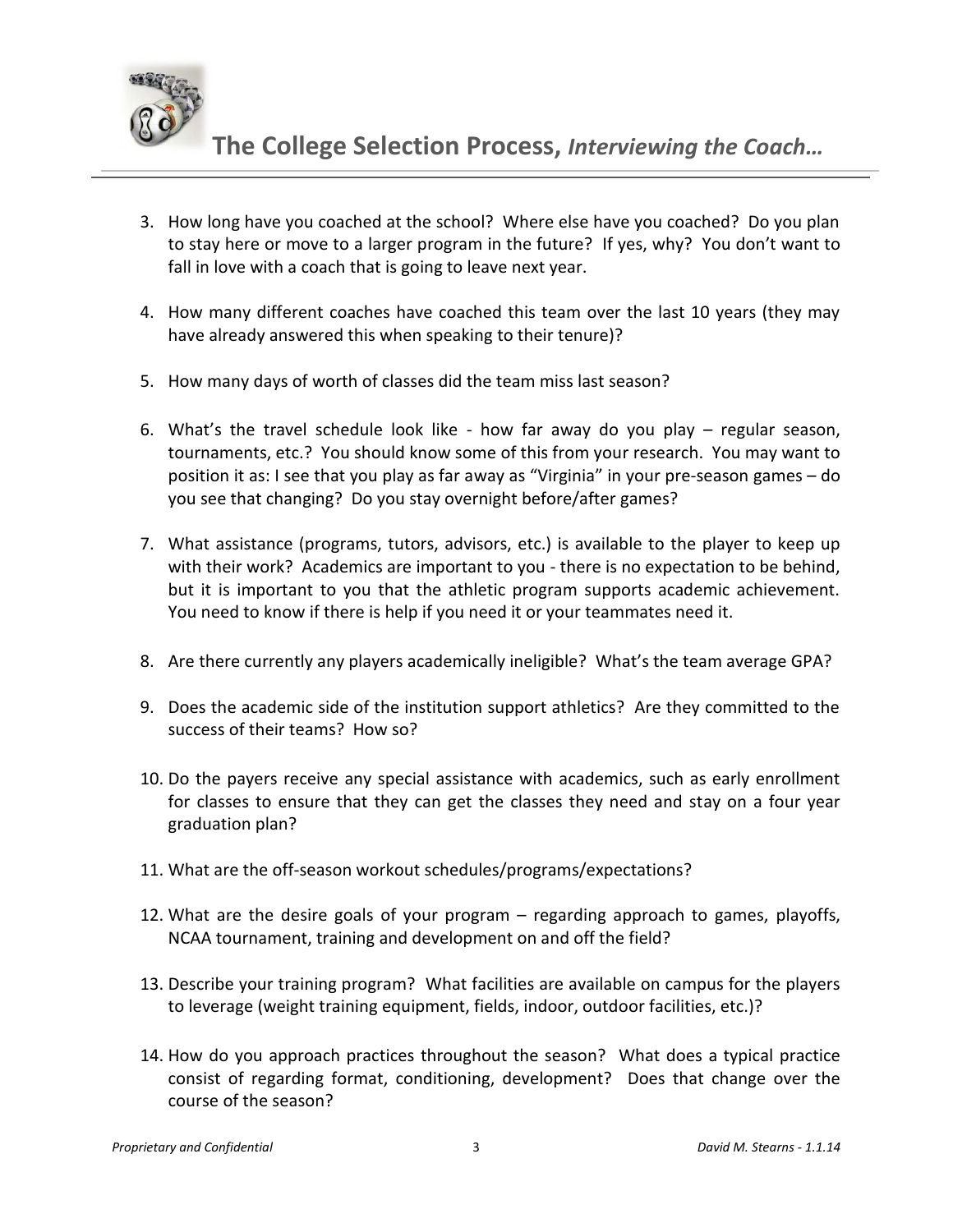3. How long have you coached at the school? Where else have you coached? Do you plan to stay here or move to a larger program in the future? If yes, why? You don't want to fall in love with a coach that is going to leave next year.

4. How many different coaches have coached this team over the last 10 years (they may have already answered this when speaking to their tenure)?

5. How many days of worth of classes did the team miss last season?

6. What's the travel schedule look like - how far away do you play – regular season, tournaments, etc.? You should know some of this from your research. You may want to position it as: I see that you play as far away as "Virginia" in your pre-season games – do you see that changing? Do you stay overnight before/after games?

7. What assistance (programs, tutors, advisors, etc.) is available to the player to keep up with their work? Academics are important to you - there is no expectation to be behind, but it is important to you that the athletic program supports academic achievement. You need to know if there is help if you need it or your teammates need it.

8. Are there currently any players academically ineligible? What's the team average GPA?

9. Does the academic side of the institution support athletics? Are they committed to the success of their teams? How so?

10. Do the payers receive any special assistance with academics, such as early enrollment for classes to ensure that they can get the classes they need and stay on a four year graduation plan?

11. What are the off-season workout schedules/programs/expectations?

12. What are the desire goals of your program – regarding approach to games, playoffs, NCAA tournament, training and development on and off the field?

13. Describe your training program? What facilities are available on campus for the players to leverage (weight training equipment, fields, indoor, outdoor facilities, etc.)?

14. How do you approach practices throughout the season? What does a typical practice consist of regarding format, conditioning, development? Does that change over the course of the season?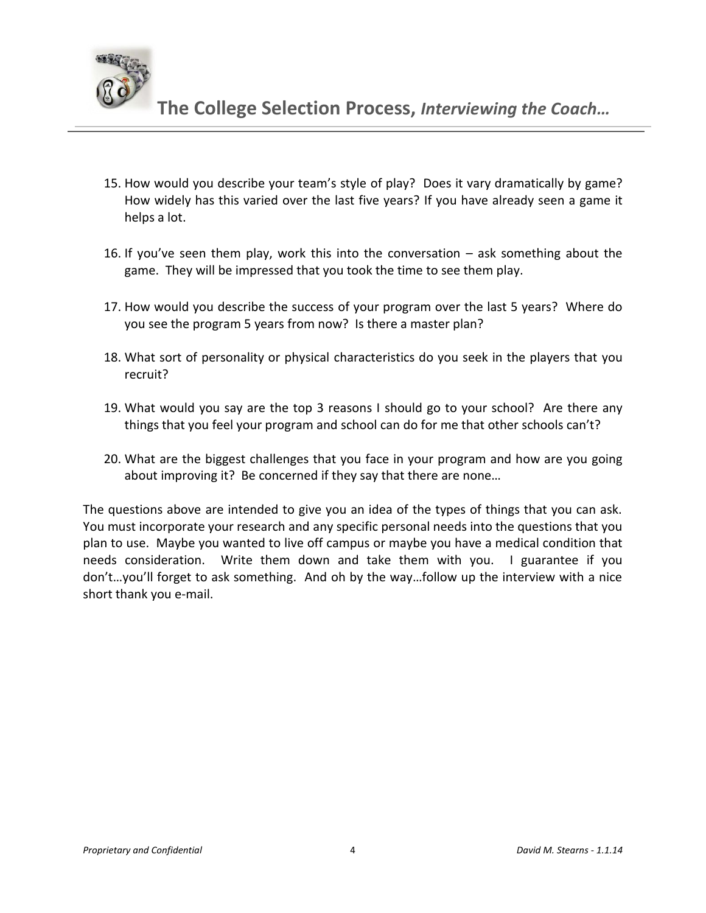15. How would you describe your team's style of play? Does it vary dramatically by game? How widely has this varied over the last five years? If you have already seen a game it helps a lot.

16. If you've seen them play, work this into the conversation – ask something about the game. They will be impressed that you took the time to see them play.

17. How would you describe the success of your program over the last 5 years? Where do you see the program 5 years from now? Is there a master plan?

18. What sort of personality or physical characteristics do you seek in the players that you recruit?

19. What would you say are the top 3 reasons I should go to your school? Are there any things that you feel your program and school can do for me that other schools can't?

20. What are the biggest challenges that you face in your program and how are you going about improving it? Be concerned if they say that there are none…

The questions above are intended to give you an idea of the types of things that you can ask. You must incorporate your research and any specific personal needs into the questions that you plan to use. Maybe you wanted to live off campus or maybe you have a medical condition that needs consideration. Write them down and take them with you. I guarantee if you don't…you'll forget to ask something. And oh by the way…follow up the interview with a nice short thank you e-mail.